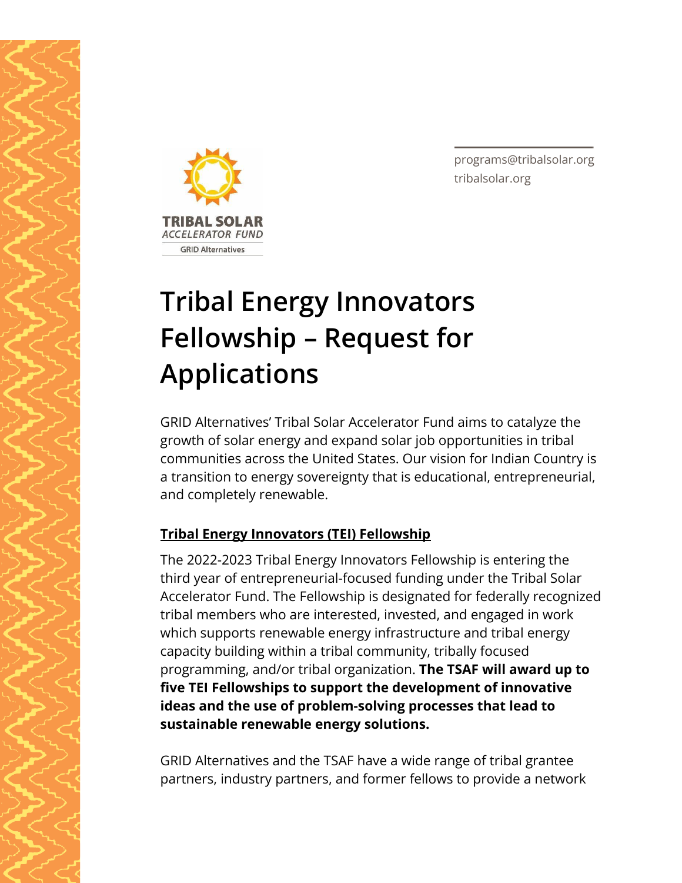TRIBAL SOLAR
*ACCELERATOR FUND*
GRID Alternatives

programs@tribalsolar.org
tribalsolar.org

# Tribal Energy Innovators Fellowship – Request for Applications

GRID Alternatives' Tribal Solar Accelerator Fund aims to catalyze the growth of solar energy and expand solar job opportunities in tribal communities across the United States. Our vision for Indian Country is a transition to energy sovereignty that is educational, entrepreneurial, and completely renewable.

## Tribal Energy Innovators (TEI) Fellowship

The 2022-2023 Tribal Energy Innovators Fellowship is entering the third year of entrepreneurial-focused funding under the Tribal Solar Accelerator Fund. The Fellowship is designated for federally recognized tribal members who are interested, invested, and engaged in work which supports renewable energy infrastructure and tribal energy capacity building within a tribal community, tribally focused programming, and/or tribal organization. **The TSAF will award up to five TEI Fellowships to support the development of innovative ideas and the use of problem-solving processes that lead to sustainable renewable energy solutions.**

GRID Alternatives and the TSAF have a wide range of tribal grantee partners, industry partners, and former fellows to provide a network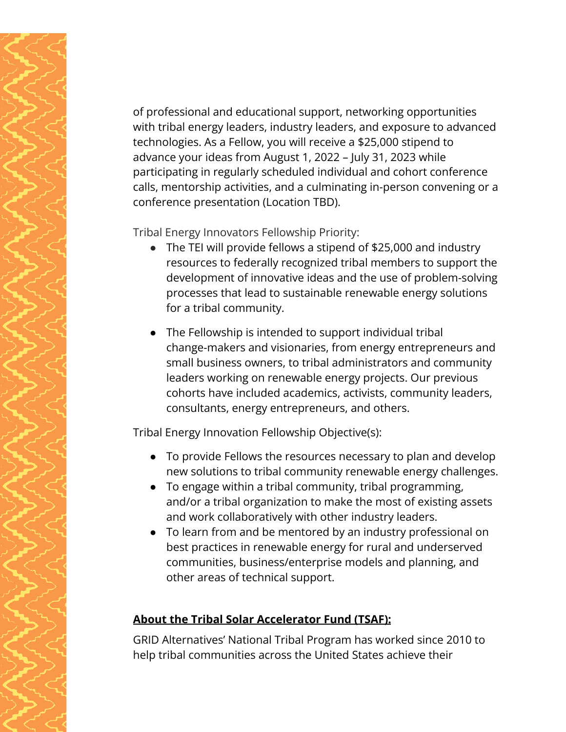of professional and educational support, networking opportunities with tribal energy leaders, industry leaders, and exposure to advanced technologies. As a Fellow, you will receive a $25,000 stipend to advance your ideas from August 1, 2022 – July 31, 2023 while participating in regularly scheduled individual and cohort conference calls, mentorship activities, and a culminating in-person convening or a conference presentation (Location TBD).

Tribal Energy Innovators Fellowship Priority:

- The TEI will provide fellows a stipend of $25,000 and industry resources to federally recognized tribal members to support the development of innovative ideas and the use of problem-solving processes that lead to sustainable renewable energy solutions for a tribal community.

- The Fellowship is intended to support individual tribal change-makers and visionaries, from energy entrepreneurs and small business owners, to tribal administrators and community leaders working on renewable energy projects. Our previous cohorts have included academics, activists, community leaders, consultants, energy entrepreneurs, and others.

Tribal Energy Innovation Fellowship Objective(s):

- To provide Fellows the resources necessary to plan and develop new solutions to tribal community renewable energy challenges.
- To engage within a tribal community, tribal programming, and/or a tribal organization to make the most of existing assets and work collaboratively with other industry leaders.
- To learn from and be mentored by an industry professional on best practices in renewable energy for rural and underserved communities, business/enterprise models and planning, and other areas of technical support.

## About the Tribal Solar Accelerator Fund (TSAF):

GRID Alternatives' National Tribal Program has worked since 2010 to help tribal communities across the United States achieve their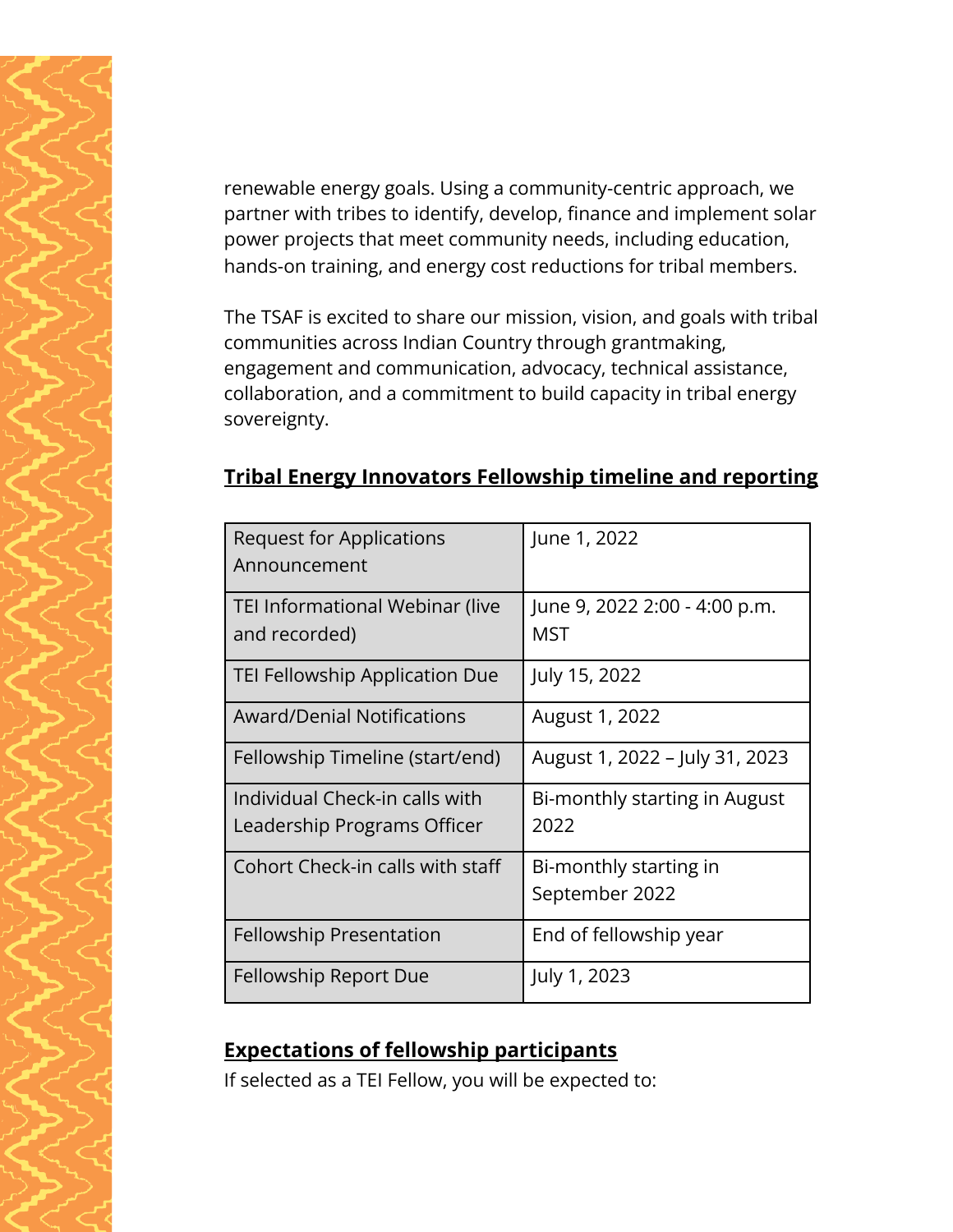renewable energy goals. Using a community-centric approach, we partner with tribes to identify, develop, finance and implement solar power projects that meet community needs, including education, hands-on training, and energy cost reductions for tribal members.

The TSAF is excited to share our mission, vision, and goals with tribal communities across Indian Country through grantmaking, engagement and communication, advocacy, technical assistance, collaboration, and a commitment to build capacity in tribal energy sovereignty.

## Tribal Energy Innovators Fellowship timeline and reporting

| | |
|---|---|
| Request for Applications Announcement | June 1, 2022 |
| TEI Informational Webinar (live and recorded) | June 9, 2022 2:00 - 4:00 p.m. MST |
| TEI Fellowship Application Due | July 15, 2022 |
| Award/Denial Notifications | August 1, 2022 |
| Fellowship Timeline (start/end) | August 1, 2022 – July 31, 2023 |
| Individual Check-in calls with Leadership Programs Officer | Bi-monthly starting in August 2022 |
| Cohort Check-in calls with staff | Bi-monthly starting in September 2022 |
| Fellowship Presentation | End of fellowship year |
| Fellowship Report Due | July 1, 2023 |

## Expectations of fellowship participants

If selected as a TEI Fellow, you will be expected to: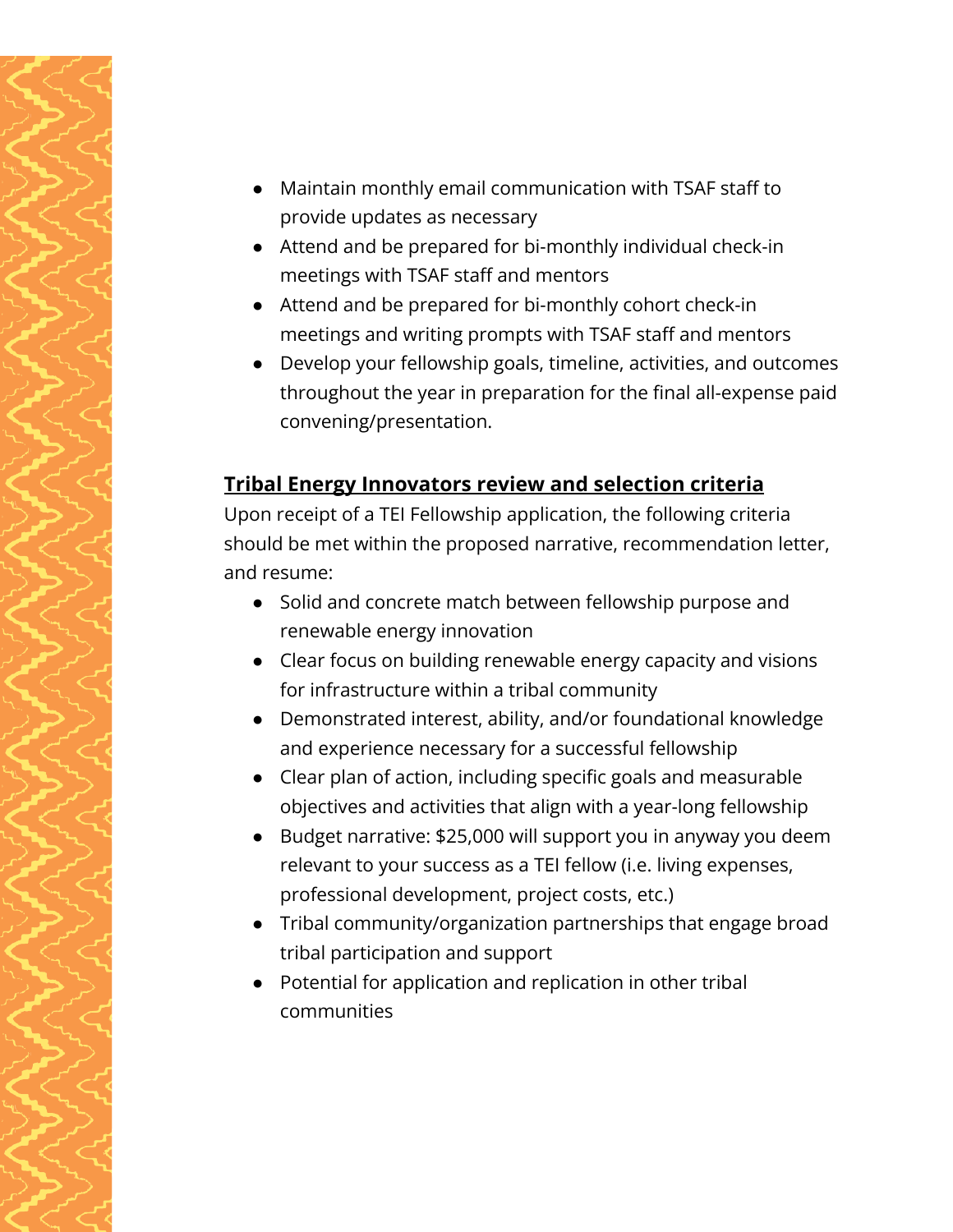- Maintain monthly email communication with TSAF staff to provide updates as necessary
- Attend and be prepared for bi-monthly individual check-in meetings with TSAF staff and mentors
- Attend and be prepared for bi-monthly cohort check-in meetings and writing prompts with TSAF staff and mentors
- Develop your fellowship goals, timeline, activities, and outcomes throughout the year in preparation for the final all-expense paid convening/presentation.

## **Tribal Energy Innovators review and selection criteria**

Upon receipt of a TEI Fellowship application, the following criteria should be met within the proposed narrative, recommendation letter, and resume:

- Solid and concrete match between fellowship purpose and renewable energy innovation
- Clear focus on building renewable energy capacity and visions for infrastructure within a tribal community
- Demonstrated interest, ability, and/or foundational knowledge and experience necessary for a successful fellowship
- Clear plan of action, including specific goals and measurable objectives and activities that align with a year-long fellowship
- Budget narrative: $25,000 will support you in anyway you deem relevant to your success as a TEI fellow (i.e. living expenses, professional development, project costs, etc.)
- Tribal community/organization partnerships that engage broad tribal participation and support
- Potential for application and replication in other tribal communities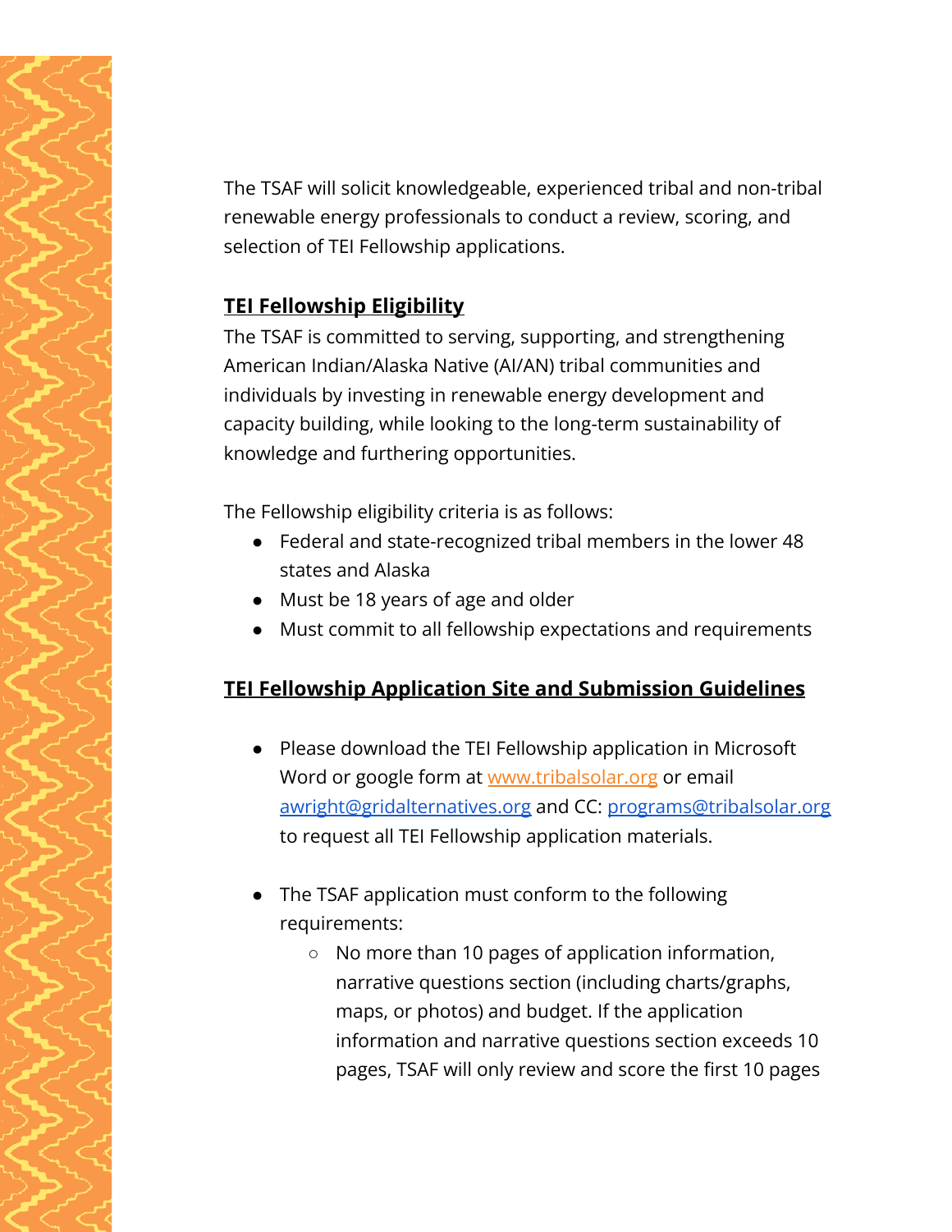The TSAF will solicit knowledgeable, experienced tribal and non-tribal renewable energy professionals to conduct a review, scoring, and selection of TEI Fellowship applications.

## **TEI Fellowship Eligibility**

The TSAF is committed to serving, supporting, and strengthening American Indian/Alaska Native (AI/AN) tribal communities and individuals by investing in renewable energy development and capacity building, while looking to the long-term sustainability of knowledge and furthering opportunities.

The Fellowship eligibility criteria is as follows:

- Federal and state-recognized tribal members in the lower 48 states and Alaska
- Must be 18 years of age and older
- Must commit to all fellowship expectations and requirements

## **TEI Fellowship Application Site and Submission Guidelines**

- Please download the TEI Fellowship application in Microsoft Word or google form at [www.tribalsolar.org](http://www.tribalsolar.org) or email [awright@gridalternatives.org](mailto:awright@gridalternatives.org) and CC: [programs@tribalsolar.org](mailto:programs@tribalsolar.org) to request all TEI Fellowship application materials.

- The TSAF application must conform to the following requirements:
  - No more than 10 pages of application information, narrative questions section (including charts/graphs, maps, or photos) and budget. If the application information and narrative questions section exceeds 10 pages, TSAF will only review and score the first 10 pages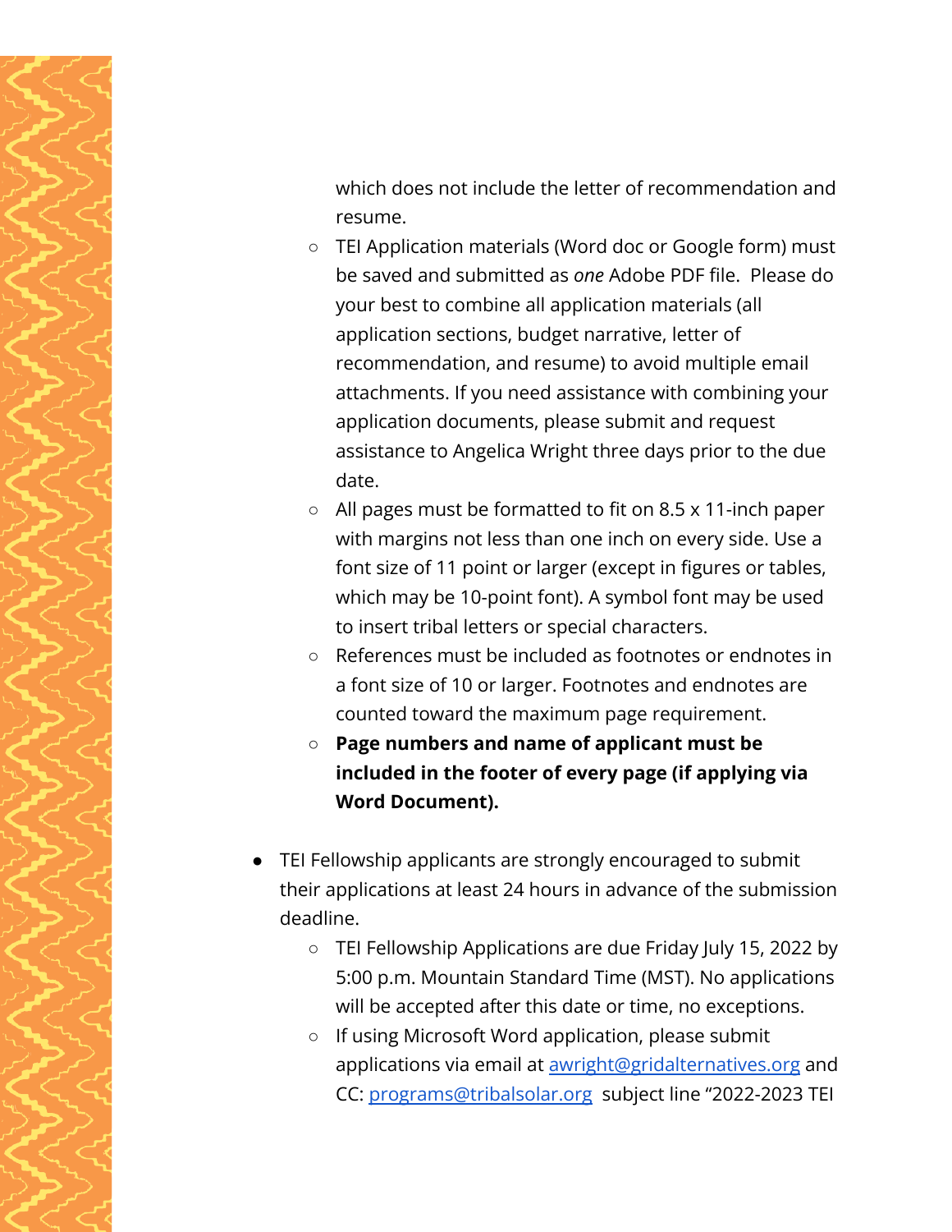which does not include the letter of recommendation and resume.

    - TEI Application materials (Word doc or Google form) must be saved and submitted as *one* Adobe PDF file. Please do your best to combine all application materials (all application sections, budget narrative, letter of recommendation, and resume) to avoid multiple email attachments. If you need assistance with combining your application documents, please submit and request assistance to Angelica Wright three days prior to the due date.
    - All pages must be formatted to fit on 8.5 x 11-inch paper with margins not less than one inch on every side. Use a font size of 11 point or larger (except in figures or tables, which may be 10-point font). A symbol font may be used to insert tribal letters or special characters.
    - References must be included as footnotes or endnotes in a font size of 10 or larger. Footnotes and endnotes are counted toward the maximum page requirement.
    - **Page numbers and name of applicant must be included in the footer of every page (if applying via Word Document).**

- TEI Fellowship applicants are strongly encouraged to submit their applications at least 24 hours in advance of the submission deadline.
    - TEI Fellowship Applications are due Friday July 15, 2022 by 5:00 p.m. Mountain Standard Time (MST). No applications will be accepted after this date or time, no exceptions.
    - If using Microsoft Word application, please submit applications via email at [awright@gridalternatives.org](mailto:awright@gridalternatives.org) and CC: [programs@tribalsolar.org](mailto:programs@tribalsolar.org) subject line "2022-2023 TEI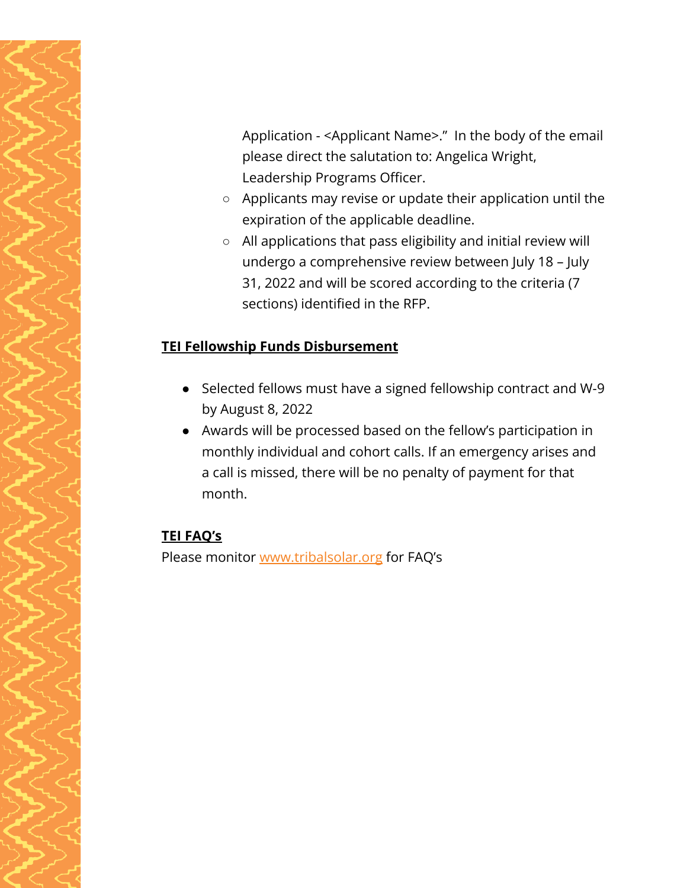Application - <Applicant Name>."  In the body of the email please direct the salutation to: Angelica Wright, Leadership Programs Officer.

  - Applicants may revise or update their application until the expiration of the applicable deadline.
  - All applications that pass eligibility and initial review will undergo a comprehensive review between July 18 – July 31, 2022 and will be scored according to the criteria (7 sections) identified in the RFP.

**TEI Fellowship Funds Disbursement**

- Selected fellows must have a signed fellowship contract and W-9 by August 8, 2022
- Awards will be processed based on the fellow's participation in monthly individual and cohort calls. If an emergency arises and a call is missed, there will be no penalty of payment for that month.

**TEI FAQ's**

Please monitor [www.tribalsolar.org](http://www.tribalsolar.org) for FAQ's